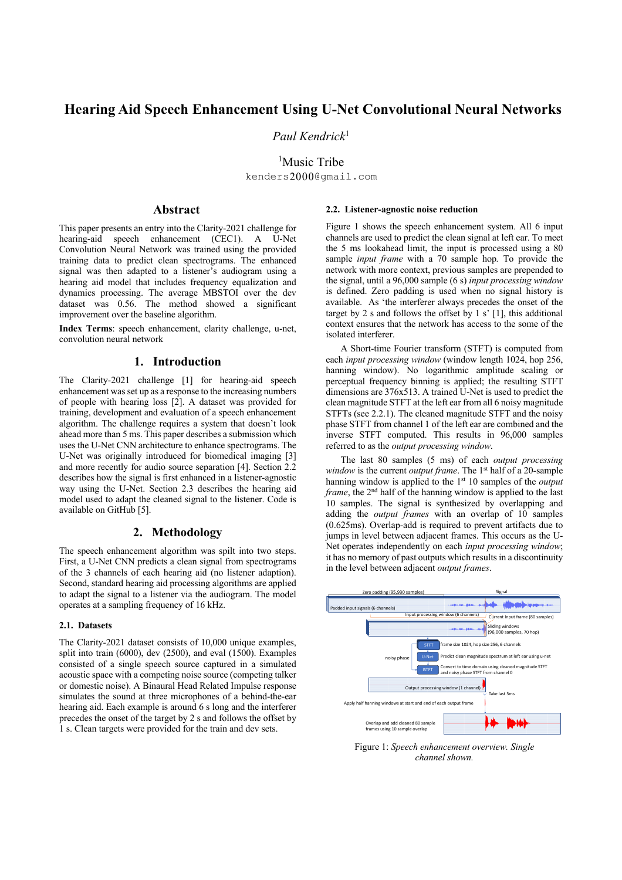# Hearing Aid Speech Enhancement Using U-Net Convolutional Neural Networks

*Paul Kendrick*[1]

[1]Music Tribe

kenders2000@gmail.com

## Abstract

This paper presents an entry into the Clarity-2021 challenge for hearing-aid speech enhancement (CEC1). A U-Net Convolution Neural Network was trained using the provided training data to predict clean spectrograms. The enhanced signal was then adapted to a listener's audiogram using a hearing aid model that includes frequency equalization and dynamics processing. The average MBSTOI over the dev dataset was 0.56. The method showed a significant improvement over the baseline algorithm.

**Index Terms**: speech enhancement, clarity challenge, u-net, convolution neural network

## 1. Introduction

The Clarity-2021 challenge [1] for hearing-aid speech enhancement was set up as a response to the increasing numbers of people with hearing loss [2]. A dataset was provided for training, development and evaluation of a speech enhancement algorithm. The challenge requires a system that doesn't look ahead more than 5 ms. This paper describes a submission which uses the U-Net CNN architecture to enhance spectrograms. The U-Net was originally introduced for biomedical imaging [3] and more recently for audio source separation [4]. Section 2.2 describes how the signal is first enhanced in a listener-agnostic way using the U-Net. Section 2.3 describes the hearing aid model used to adapt the cleaned signal to the listener. Code is available on GitHub [5].

## 2. Methodology

The speech enhancement algorithm was spilt into two steps. First, a U-Net CNN predicts a clean signal from spectrograms of the 3 channels of each hearing aid (no listener adaption). Second, standard hearing aid processing algorithms are applied to adapt the signal to a listener via the audiogram. The model operates at a sampling frequency of 16 kHz.

### 2.1. Datasets

The Clarity-2021 dataset consists of 10,000 unique examples, split into train (6000), dev (2500), and eval (1500). Examples consisted of a single speech source captured in a simulated acoustic space with a competing noise source (competing talker or domestic noise). A Binaural Head Related Impulse response simulates the sound at three microphones of a behind-the-ear hearing aid. Each example is around 6 s long and the interferer precedes the onset of the target by 2 s and follows the offset by 1 s. Clean targets were provided for the train and dev sets.

### 2.2. Listener-agnostic noise reduction

Figure 1 shows the speech enhancement system. All 6 input channels are used to predict the clean signal at left ear. To meet the 5 ms lookahead limit, the input is processed using a 80 sample *input frame* with a 70 sample hop. To provide the network with more context, previous samples are prepended to the signal, until a 96,000 sample (6 s) *input processing window* is defined. Zero padding is used when no signal history is available. As 'the interferer always precedes the onset of the target by 2 s and follows the offset by 1 s' [1], this additional context ensures that the network has access to the some of the isolated interferer.

A Short-time Fourier transform (STFT) is computed from each *input processing window* (window length 1024, hop 256, hanning window). No logarithmic amplitude scaling or perceptual frequency binning is applied; the resulting STFT dimensions are 376x513. A trained U-Net is used to predict the clean magnitude STFT at the left ear from all 6 noisy magnitude STFTs (see 2.2.1). The cleaned magnitude STFT and the noisy phase STFT from channel 1 of the left ear are combined and the inverse STFT computed. This results in 96,000 samples referred to as the *output processing window*.

The last 80 samples (5 ms) of each *output processing window* is the current *output frame*. The 1st half of a 20-sample hanning window is applied to the 1st 10 samples of the *output frame*, the 2nd half of the hanning window is applied to the last 10 samples. The signal is synthesized by overlapping and adding the *output frames* with an overlap of 10 samples (0.625ms). Overlap-add is required to prevent artifacts due to jumps in level between adjacent frames. This occurs as the U-Net operates independently on each *input processing window*; it has no memory of past outputs which results in a discontinuity in the level between adjacent *output frames*.

Figure 1: *Speech enhancement overview. Single channel shown.*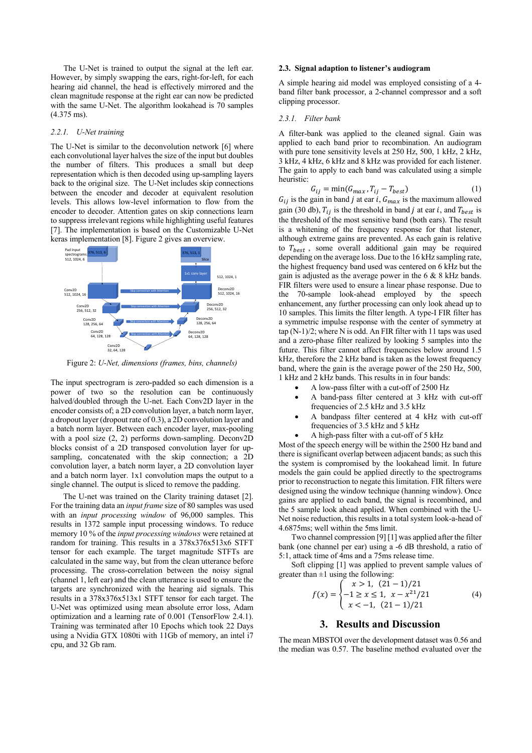The U-Net is trained to output the signal at the left ear. However, by simply swapping the ears, right-for-left, for each hearing aid channel, the head is effectively mirrored and the clean magnitude response at the right ear can now be predicted with the same U-Net. The algorithm lookahead is 70 samples (4.375 ms).

### 2.2.1. U-Net training

The U-Net is similar to the deconvolution network [6] where each convolutional layer halves the size of the input but doubles the number of filters. This produces a small but deep representation which is then decoded using up-sampling layers back to the original size. The U-Net includes skip connections between the encoder and decoder at equivalent resolution levels. This allows low-level information to flow from the encoder to decoder. Attention gates on skip connections learn to suppress irrelevant regions while highlighting useful features [7]. The implementation is based on the Customizable U-Net keras implementation [8]. Figure 2 gives an overview.

Figure 2: *U-Net, dimensions (frames, bins, channels)*

The input spectrogram is zero-padded so each dimension is a power of two so the resolution can be continuously halved/doubled through the U-net. Each Conv2D layer in the encoder consists of; a 2D convolution layer, a batch norm layer, a dropout layer (dropout rate of 0.3), a 2D convolution layer and a batch norm layer. Between each encoder layer, max-pooling with a pool size (2, 2) performs down-sampling. Deconv2D blocks consist of a 2D transposed convolution layer for up-sampling, concatenated with the skip connection; a 2D convolution layer, a batch norm layer, a 2D convolution layer and a batch norm layer. 1x1 convolution maps the output to a single channel. The output is sliced to remove the padding.

The U-net was trained on the Clarity training dataset [2]. For the training data an *input frame* size of 80 samples was used with an *input processing window* of 96,000 samples. This results in 1372 sample input processing windows. To reduce memory 10 % of the *input processing windows* were retained at random for training. This results in a 378x376x513x6 STFT tensor for each example. The target magnitude STFTs are calculated in the same way, but from the clean utterance before processing. The cross-correlation between the noisy signal (channel 1, left ear) and the clean utterance is used to ensure the targets are synchronized with the hearing aid signals. This results in a 378x376x513x1 STFT tensor for each target. The U-Net was optimized using mean absolute error loss, Adam optimization and a learning rate of 0.001 (TensorFlow 2.4.1). Training was terminated after 10 Epochs which took 22 Days using a Nvidia GTX 1080ti with 11Gb of memory, an intel i7 cpu, and 32 Gb ram.

## 2.3. Signal adaption to listener's audiogram

A simple hearing aid model was employed consisting of a 4-band filter bank processor, a 2-channel compressor and a soft clipping processor.

### 2.3.1. Filter bank

A filter-bank was applied to the cleaned signal. Gain was applied to each band prior to recombination. An audiogram with pure tone sensitivity levels at 250 Hz, 500, 1 kHz, 2 kHz, 3 kHz, 4 kHz, 6 kHz and 8 kHz was provided for each listener. The gain to apply to each band was calculated using a simple heuristic:

$$G_{ij} = \min(G_{max}, T_{ij} - T_{best}) \quad (1)$$

$G_{ij}$ is the gain in band $j$ at ear $i$, $G_{max}$ is the maximum allowed gain (30 db), $T_{ij}$ is the threshold in band $j$ at ear $i$, and $T_{best}$ is the threshold of the most sensitive band (both ears). The result is a whitening of the frequency response for that listener, although extreme gains are prevented. As each gain is relative to $T_{best}$, some overall additional gain may be required depending on the average loss. Due to the 16 kHz sampling rate, the highest frequency band used was centered on 6 kHz but the gain is adjusted as the average power in the 6 & 8 kHz bands. FIR filters were used to ensure a linear phase response. Due to the 70-sample look-ahead employed by the speech enhancement, any further processing can only look ahead up to 10 samples. This limits the filter length. A type-I FIR filter has a symmetric impulse response with the center of symmetry at tap (N-1)/2; where N is odd. An FIR filter with 11 taps was used and a zero-phase filter realized by looking 5 samples into the future. This filter cannot affect frequencies below around 1.5 kHz, therefore the 2 kHz band is taken as the lowest frequency band, where the gain is the average power of the 250 Hz, 500, 1 kHz and 2 kHz bands. This results in four bands:

- A low-pass filter with a cut-off of 2500 Hz
- A band-pass filter centered at 3 kHz with cut-off frequencies of 2.5 kHz and 3.5 kHz
- A bandpass filter centered at 4 kHz with cut-off frequencies of 3.5 kHz and 5 kHz
- A high-pass filter with a cut-off of 5 kHz

Most of the speech energy will be within the 2500 Hz band and there is significant overlap between adjacent bands; as such this the system is compromised by the lookahead limit. In future models the gain could be applied directly to the spectrograms prior to reconstruction to negate this limitation. FIR filters were designed using the window technique (hanning window). Once gains are applied to each band, the signal is recombined, and the 5 sample look ahead applied. When combined with the U-Net noise reduction, this results in a total system look-a-head of 4.6875ms; well within the 5ms limit.

Two channel compression [9] [1] was applied after the filter bank (one channel per ear) using a -6 dB threshold, a ratio of 5:1, attack time of 4ms and a 75ms release time.

Soft clipping [1] was applied to prevent sample values of greater than ±1 using the following:

$$f(x) = \begin{cases} x > 1, & (21-1)/21 \\ -1 \geq x \leq 1, & x - x^{21}/21 \\ x < -1, & (21-1)/21 \end{cases} \quad (4)$$

## 3. Results and Discussion

The mean MBSTOI over the development dataset was 0.56 and the median was 0.57. The baseline method evaluated over the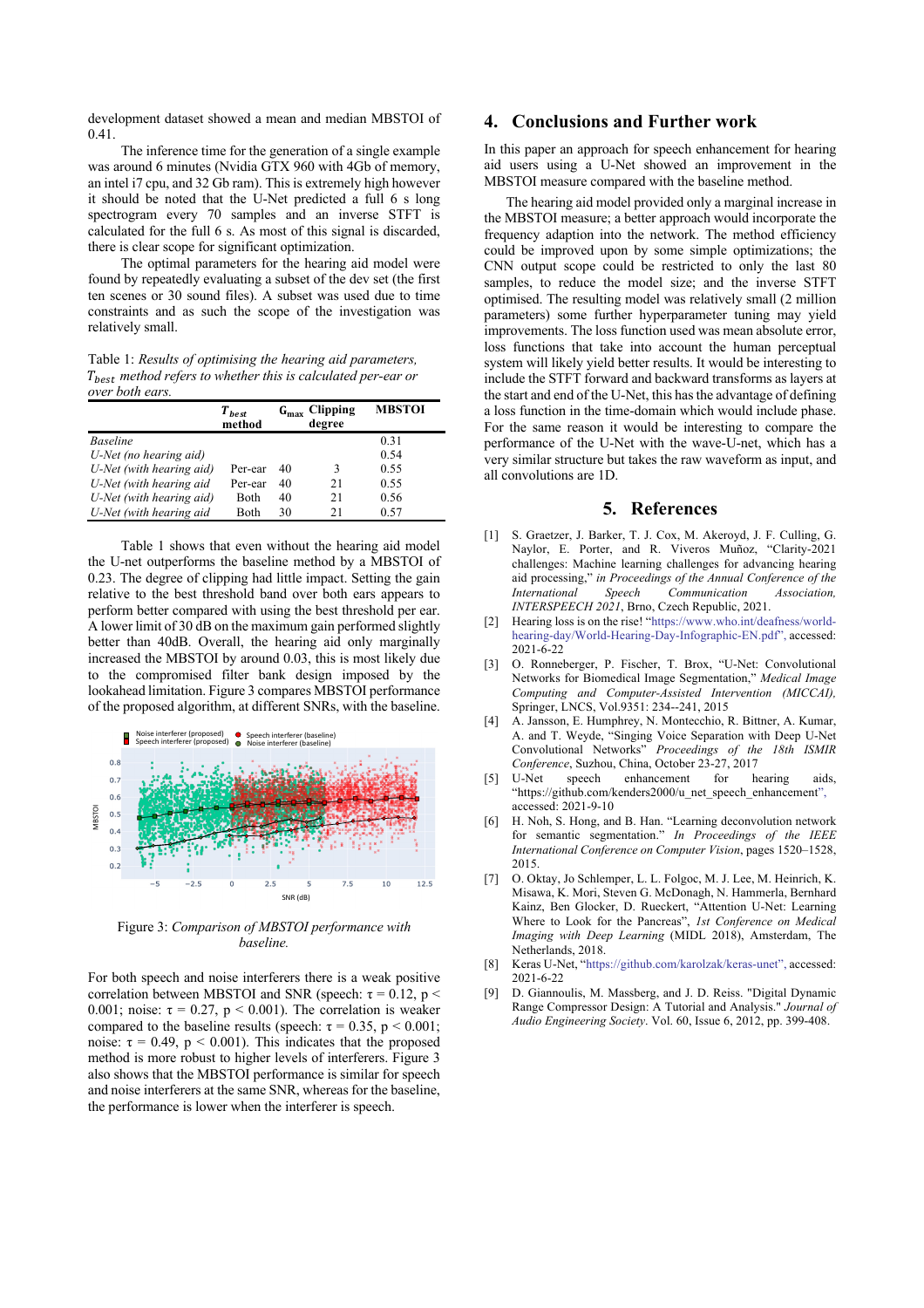development dataset showed a mean and median MBSTOI of 0.41.

The inference time for the generation of a single example was around 6 minutes (Nvidia GTX 960 with 4Gb of memory, an intel i7 cpu, and 32 Gb ram). This is extremely high however it should be noted that the U-Net predicted a full 6 s long spectrogram every 70 samples and an inverse STFT is calculated for the full 6 s. As most of this signal is discarded, there is clear scope for significant optimization.

The optimal parameters for the hearing aid model were found by repeatedly evaluating a subset of the dev set (the first ten scenes or 30 sound files). A subset was used due to time constraints and as such the scope of the investigation was relatively small.

Table 1: *Results of optimising the hearing aid parameters, $T_{best}$ method refers to whether this is calculated per-ear or over both ears.*

| | $T_{best}$ method | $G_{max}$ | Clipping degree | MBSTOI |
|---|---|---|---|---|
| *Baseline* | | | | 0.31 |
| *U-Net (no hearing aid)* | | | | 0.54 |
| *U-Net (with hearing aid)* | Per-ear | 40 | 3 | 0.55 |
| *U-Net (with hearing aid* | Per-ear | 40 | 21 | 0.55 |
| *U-Net (with hearing aid)* | Both | 40 | 21 | 0.56 |
| *U-Net (with hearing aid* | Both | 30 | 21 | 0.57 |

Table 1 shows that even without the hearing aid model the U-net outperforms the baseline method by a MBSTOI of 0.23. The degree of clipping had little impact. Setting the gain relative to the best threshold band over both ears appears to perform better compared with using the best threshold per ear. A lower limit of 30 dB on the maximum gain performed slightly better than 40dB. Overall, the hearing aid only marginally increased the MBSTOI by around 0.03, this is most likely due to the compromised filter bank design imposed by the lookahead limitation. Figure 3 compares MBSTOI performance of the proposed algorithm, at different SNRs, with the baseline.

Noise interferer (proposed)
Speech interferer (proposed)
Speech interferer (baseline)
Noise interferer (baseline)
MBSTOI
0.8
0.7
0.6
0.5
0.4
0.3
0.2
−5
−2.5
0
2.5
5
7.5
10
12.5
SNR (dB)

Figure 3: *Comparison of MBSTOI performance with baseline.*

For both speech and noise interferers there is a weak positive correlation between MBSTOI and SNR (speech: $\tau = 0.12$, $p < 0.001$; noise: $\tau = 0.27$, $p < 0.001$). The correlation is weaker compared to the baseline results (speech: $\tau = 0.35$, $p < 0.001$; noise: $\tau = 0.49$, $p < 0.001$). This indicates that the proposed method is more robust to higher levels of interferers. Figure 3 also shows that the MBSTOI performance is similar for speech and noise interferers at the same SNR, whereas for the baseline, the performance is lower when the interferer is speech.

## 4. Conclusions and Further work

In this paper an approach for speech enhancement for hearing aid users using a U-Net showed an improvement in the MBSTOI measure compared with the baseline method.

The hearing aid model provided only a marginal increase in the MBSTOI measure; a better approach would incorporate the frequency adaption into the network. The method efficiency could be improved upon by some simple optimizations; the CNN output scope could be restricted to only the last 80 samples, to reduce the model size; and the inverse STFT optimised. The resulting model was relatively small (2 million parameters) some further hyperparameter tuning may yield improvements. The loss function used was mean absolute error, loss functions that take into account the human perceptual system will likely yield better results. It would be interesting to include the STFT forward and backward transforms as layers at the start and end of the U-Net, this has the advantage of defining a loss function in the time-domain which would include phase. For the same reason it would be interesting to compare the performance of the U-Net with the wave-U-net, which has a very similar structure but takes the raw waveform as input, and all convolutions are 1D.

## 5. References

[1] S. Graetzer, J. Barker, T. J. Cox, M. Akeroyd, J. F. Culling, G. Naylor, E. Porter, and R. Viveros Muñoz, "Clarity-2021 challenges: Machine learning challenges for advancing hearing aid processing," *in Proceedings of the Annual Conference of the International Speech Communication Association, INTERSPEECH 2021*, Brno, Czech Republic, 2021.

[2] Hearing loss is on the rise! "https://www.who.int/deafness/world-hearing-day/World-Hearing-Day-Infographic-EN.pdf", accessed: 2021-6-22

[3] O. Ronneberger, P. Fischer, T. Brox, "U-Net: Convolutional Networks for Biomedical Image Segmentation," *Medical Image Computing and Computer-Assisted Intervention (MICCAI)*, Springer, LNCS, Vol.9351: 234--241, 2015

[4] A. Jansson, E. Humphrey, N. Montecchio, R. Bittner, A. Kumar, A. and T. Weyde, "Singing Voice Separation with Deep U-Net Convolutional Networks" *Proceedings of the 18th ISMIR Conference*, Suzhou, China, October 23-27, 2017

[5] U-Net speech enhancement for hearing aids, "https://github.com/kenders2000/u_net_speech_enhancement", accessed: 2021-9-10

[6] H. Noh, S. Hong, and B. Han. "Learning deconvolution network for semantic segmentation." *In Proceedings of the IEEE International Conference on Computer Vision*, pages 1520–1528, 2015.

[7] O. Oktay, Jo Schlemper, L. L. Folgoc, M. J. Lee, M. Heinrich, K. Misawa, K. Mori, Steven G. McDonagh, N. Hammerla, Bernhard Kainz, Ben Glocker, D. Rueckert, "Attention U-Net: Learning Where to Look for the Pancreas", *1st Conference on Medical Imaging with Deep Learning* (MIDL 2018), Amsterdam, The Netherlands, 2018.

[8] Keras U-Net, "https://github.com/karolzak/keras-unet", accessed: 2021-6-22

[9] D. Giannoulis, M. Massberg, and J. D. Reiss. "Digital Dynamic Range Compressor Design: A Tutorial and Analysis." *Journal of Audio Engineering Society*. Vol. 60, Issue 6, 2012, pp. 399-408.